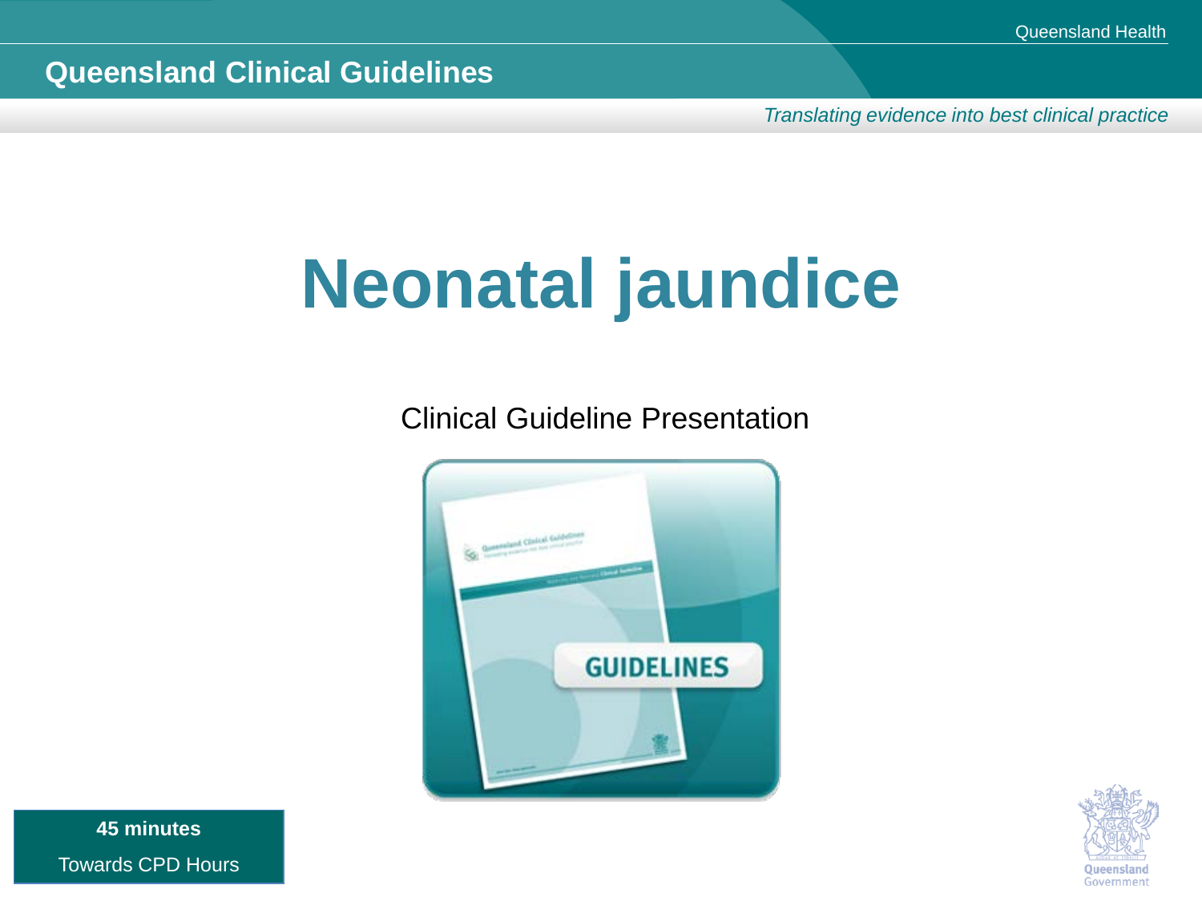Queensland Health

**Queensland Clinical Guidelines**

*Translating evidence into best clinical practice*

# Neonatal jaundice

Clinical Guideline Presentation

**45 minutes**

Towards CPD Hours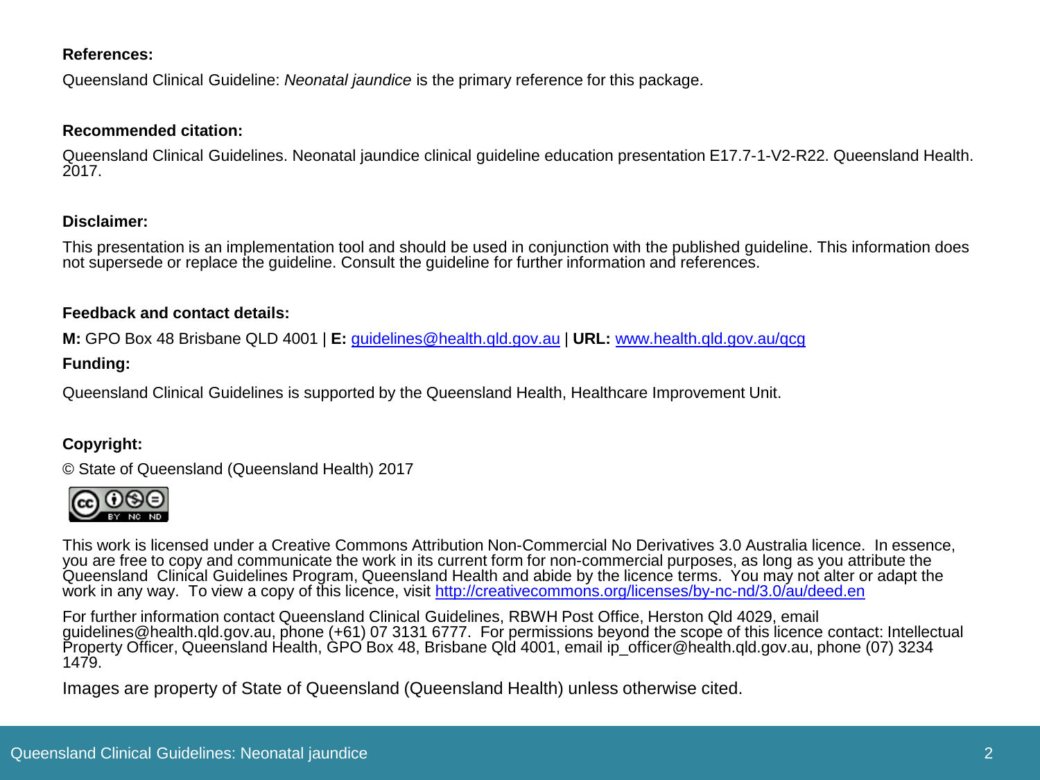**References:**

Queensland Clinical Guideline: *Neonatal jaundice* is the primary reference for this package.

**Recommended citation:**

Queensland Clinical Guidelines. Neonatal jaundice clinical guideline education presentation E17.7-1-V2-R22. Queensland Health. 2017.

**Disclaimer:**

This presentation is an implementation tool and should be used in conjunction with the published guideline. This information does not supersede or replace the guideline. Consult the guideline for further information and references.

**Feedback and contact details:**

**M:** GPO Box 48 Brisbane QLD 4001 | **E:** guidelines@health.qld.gov.au | **URL:** www.health.qld.gov.au/qcg

**Funding:**

Queensland Clinical Guidelines is supported by the Queensland Health, Healthcare Improvement Unit.

**Copyright:**

© State of Queensland (Queensland Health) 2017

This work is licensed under a Creative Commons Attribution Non-Commercial No Derivatives 3.0 Australia licence. In essence, you are free to copy and communicate the work in its current form for non-commercial purposes, as long as you attribute the Queensland Clinical Guidelines Program, Queensland Health and abide by the licence terms. You may not alter or adapt the work in any way. To view a copy of this licence, visit http://creativecommons.org/licenses/by-nc-nd/3.0/au/deed.en

For further information contact Queensland Clinical Guidelines, RBWH Post Office, Herston Qld 4029, email guidelines@health.qld.gov.au, phone (+61) 07 3131 6777. For permissions beyond the scope of this licence contact: Intellectual Property Officer, Queensland Health, GPO Box 48, Brisbane Qld 4001, email ip_officer@health.qld.gov.au, phone (07) 3234 1479.

Images are property of State of Queensland (Queensland Health) unless otherwise cited.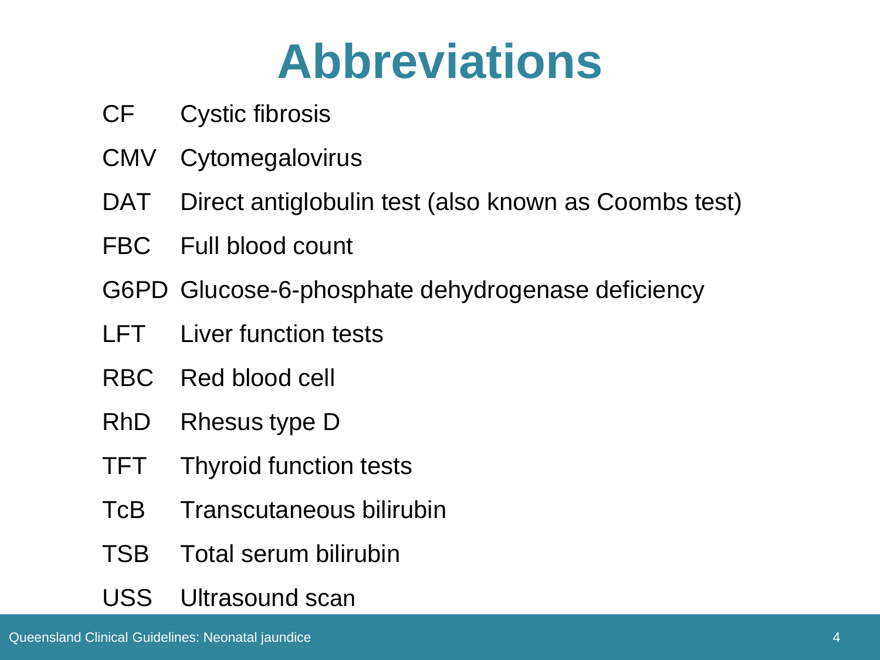# Abbreviations

| | |
|---|---|
| CF | Cystic fibrosis |
| CMV | Cytomegalovirus |
| DAT | Direct antiglobulin test (also known as Coombs test) |
| FBC | Full blood count |
| G6PD | Glucose-6-phosphate dehydrogenase deficiency |
| LFT | Liver function tests |
| RBC | Red blood cell |
| RhD | Rhesus type D |
| TFT | Thyroid function tests |
| TcB | Transcutaneous bilirubin |
| TSB | Total serum bilirubin |
| USS | Ultrasound scan |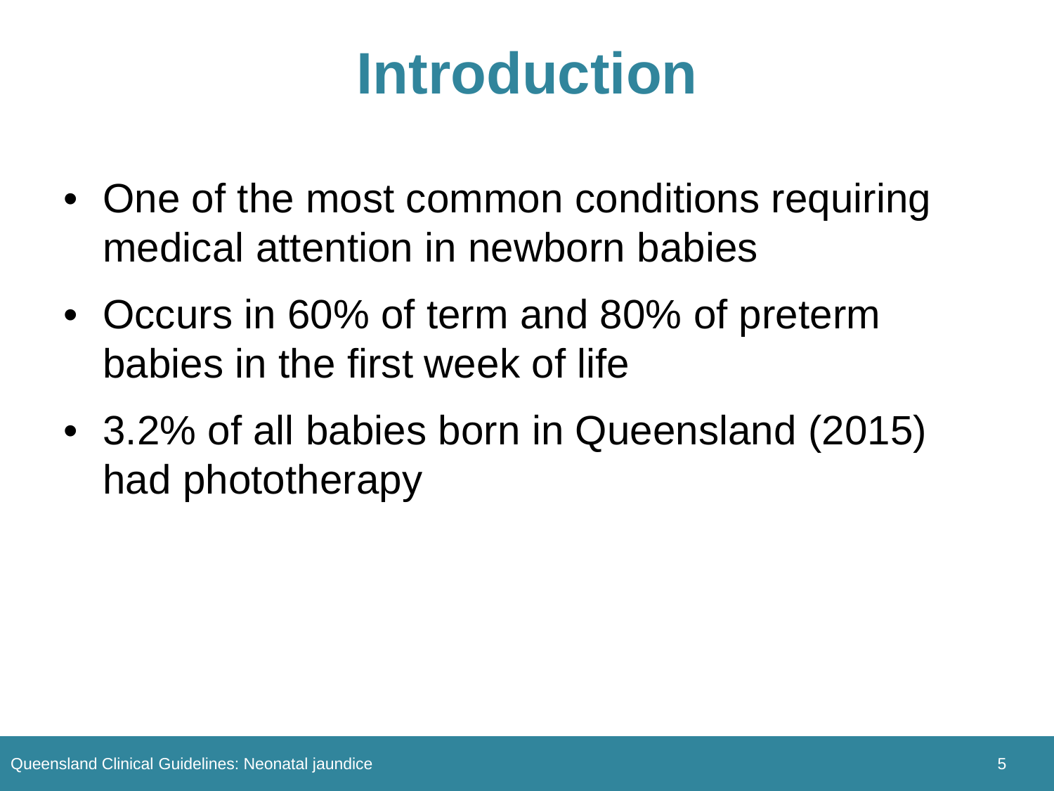# Introduction

- One of the most common conditions requiring medical attention in newborn babies
- Occurs in 60% of term and 80% of preterm babies in the first week of life
- 3.2% of all babies born in Queensland (2015) had phototherapy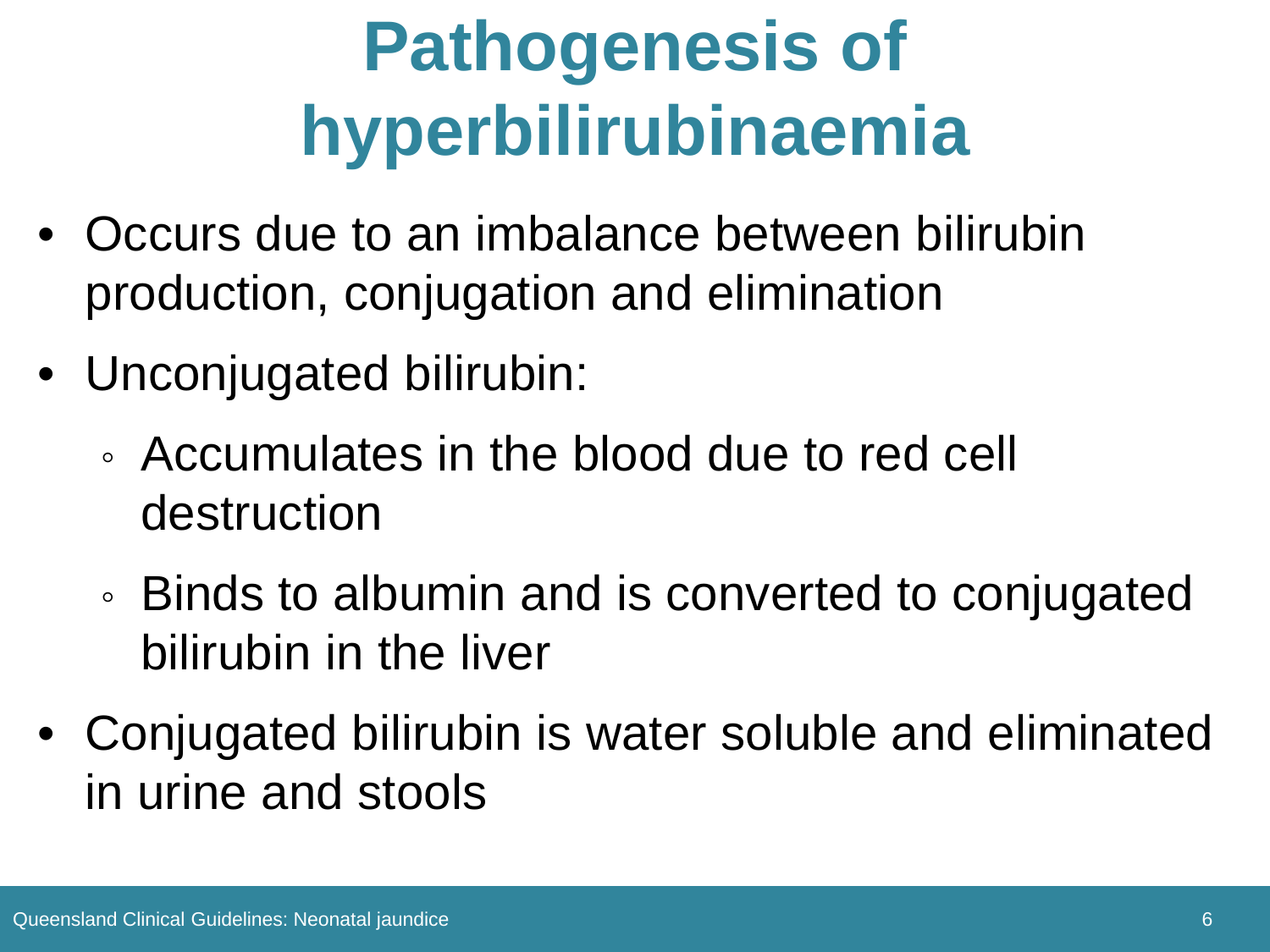# Pathogenesis of hyperbilirubinaemia

- Occurs due to an imbalance between bilirubin production, conjugation and elimination
- Unconjugated bilirubin:
  - Accumulates in the blood due to red cell destruction
  - Binds to albumin and is converted to conjugated bilirubin in the liver
- Conjugated bilirubin is water soluble and eliminated in urine and stools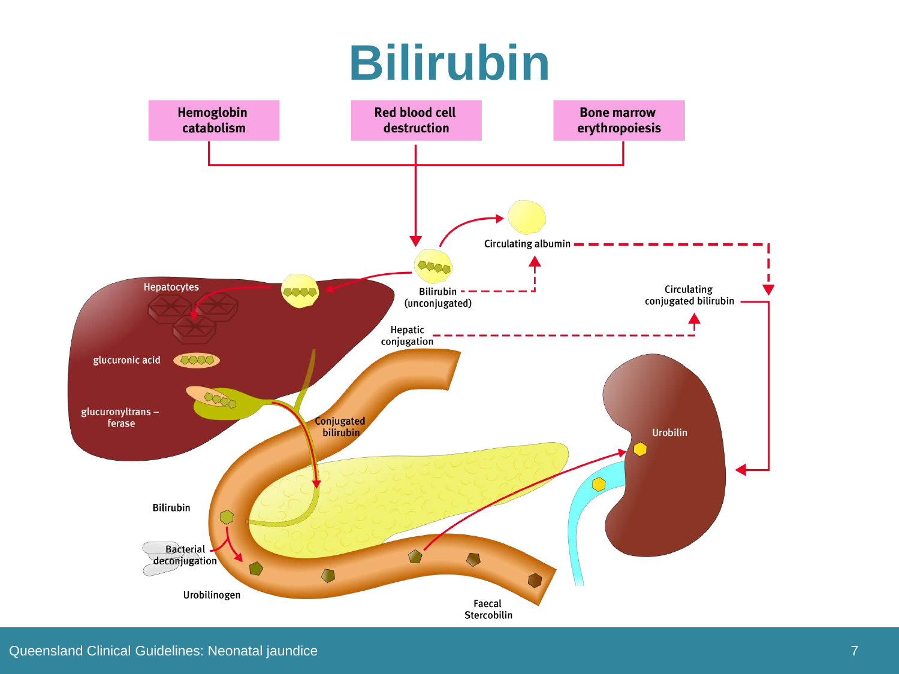# Bilirubin

Hemoglobin catabolism

Red blood cell destruction

Bone marrow erythropoiesis

Circulating albumin

Bilirubin (unconjugated)

Circulating conjugated bilirubin

Hepatocytes

glucuronic acid

glucuronyltrans – ferase

Hepatic conjugation

Conjugated bilirubin

Urobilin

Bilirubin

Bacterial deconjugation

Urobilinogen

Faecal Stercobilin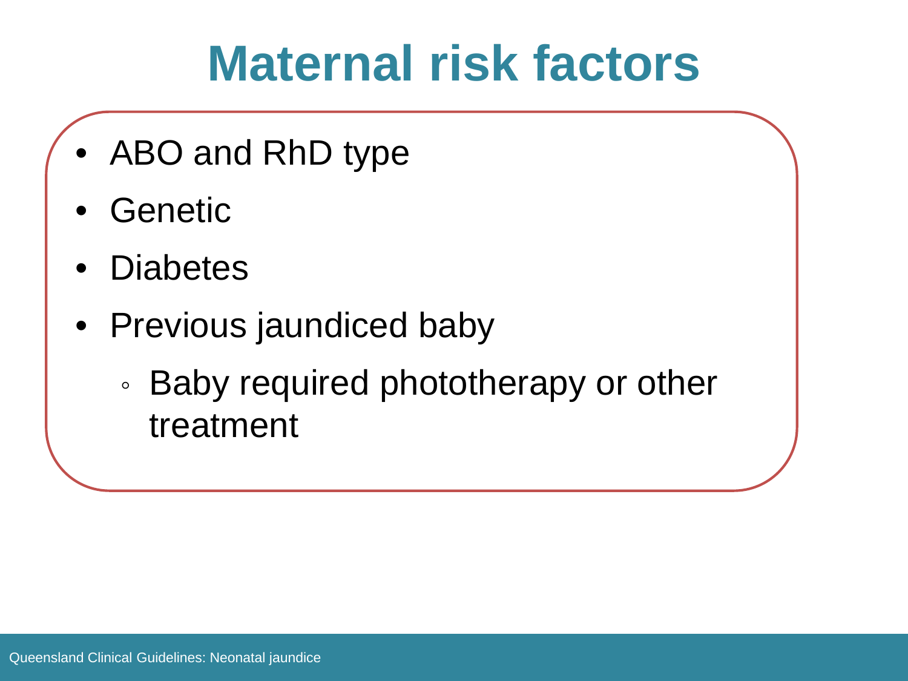# Maternal risk factors

- ABO and RhD type
- Genetic
- Diabetes
- Previous jaundiced baby
  - Baby required phototherapy or other treatment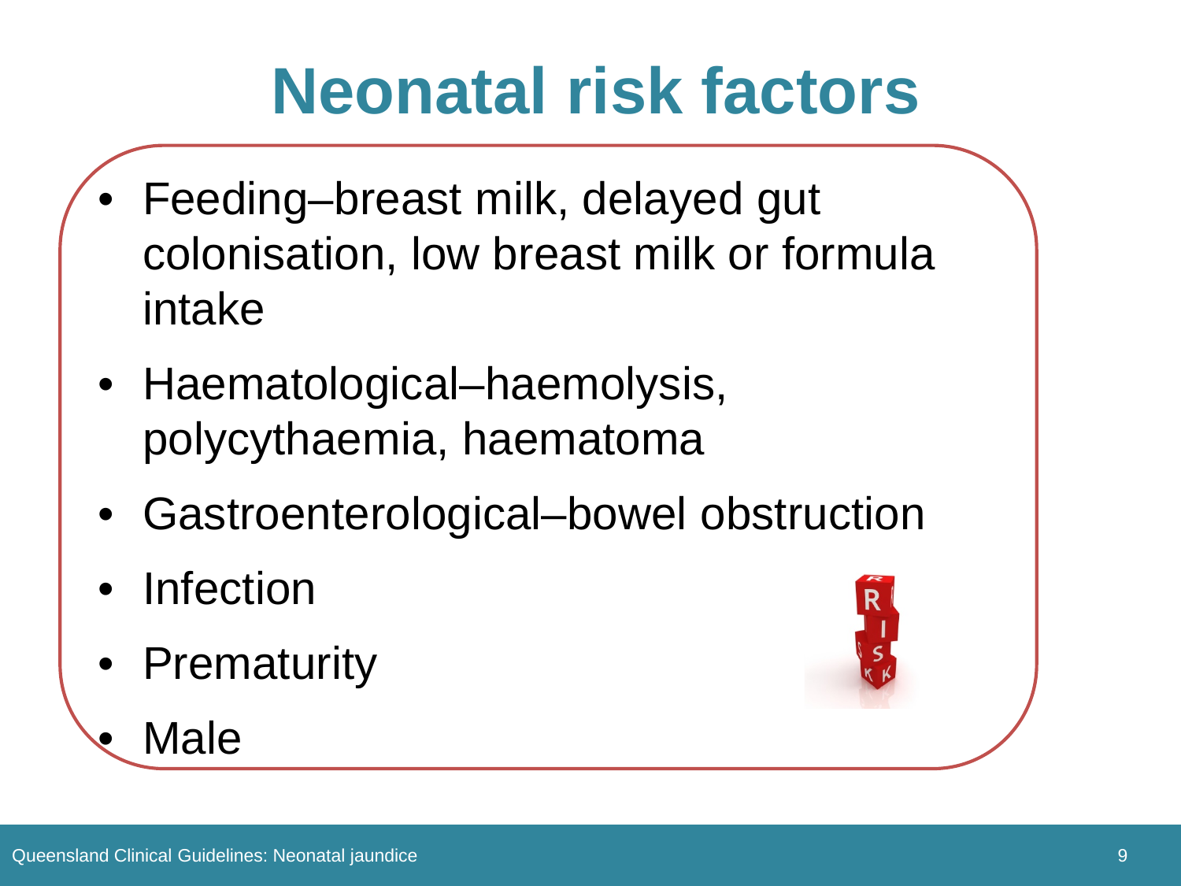# Neonatal risk factors

- Feeding–breast milk, delayed gut colonisation, low breast milk or formula intake
- Haematological–haemolysis, polycythaemia, haematoma
- Gastroenterological–bowel obstruction
- Infection
- Prematurity
- Male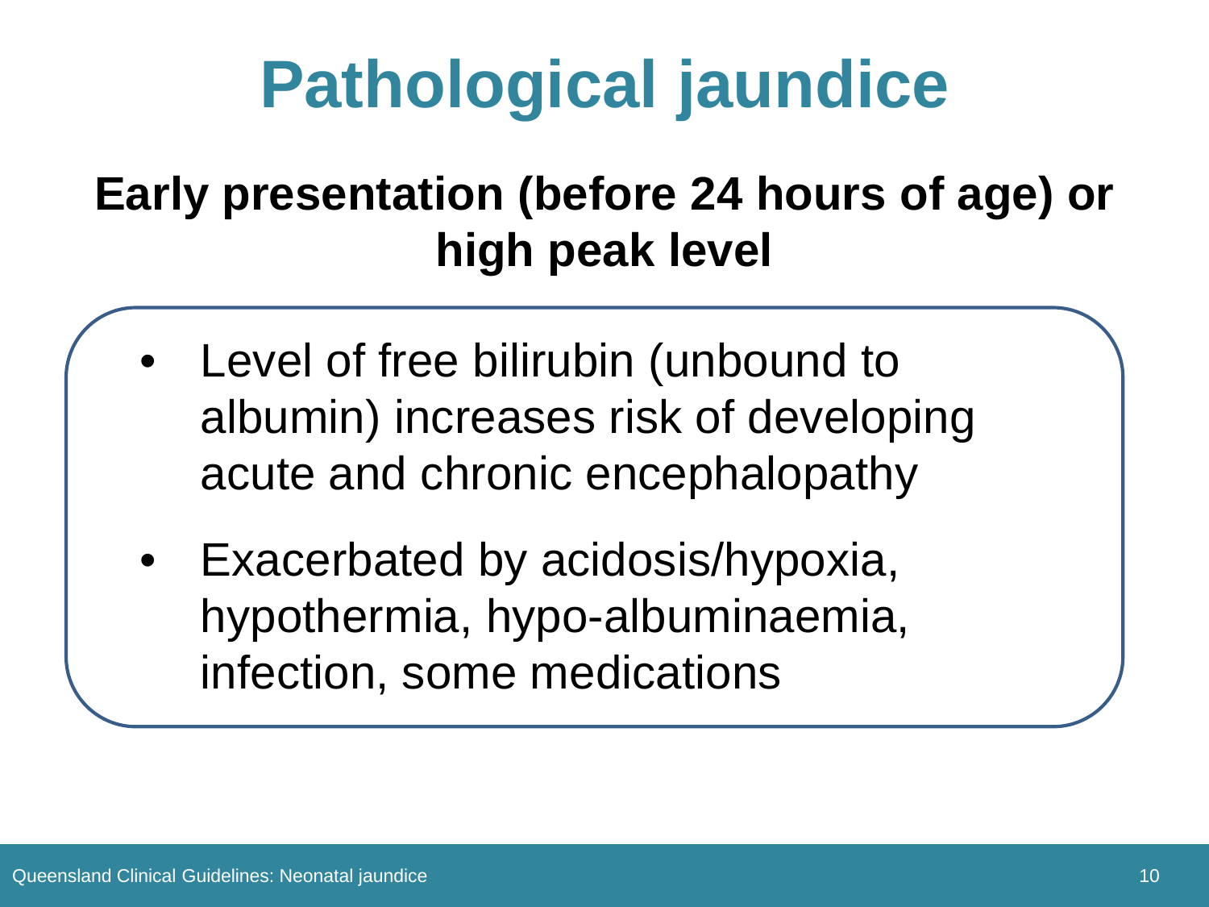# Pathological jaundice

**Early presentation (before 24 hours of age) or high peak level**

- Level of free bilirubin (unbound to albumin) increases risk of developing acute and chronic encephalopathy
- Exacerbated by acidosis/hypoxia, hypothermia, hypo-albuminaemia, infection, some medications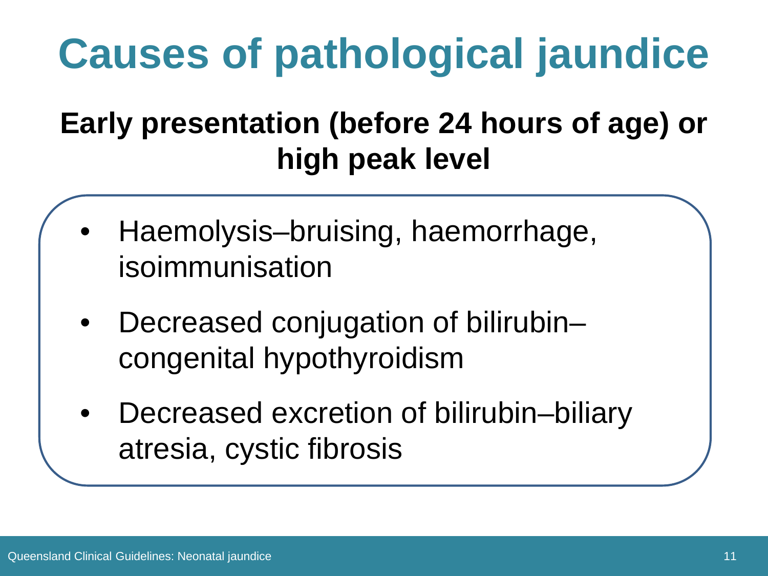# Causes of pathological jaundice

**Early presentation (before 24 hours of age) or high peak level**

- Haemolysis–bruising, haemorrhage, isoimmunisation
- Decreased conjugation of bilirubin–congenital hypothyroidism
- Decreased excretion of bilirubin–biliary atresia, cystic fibrosis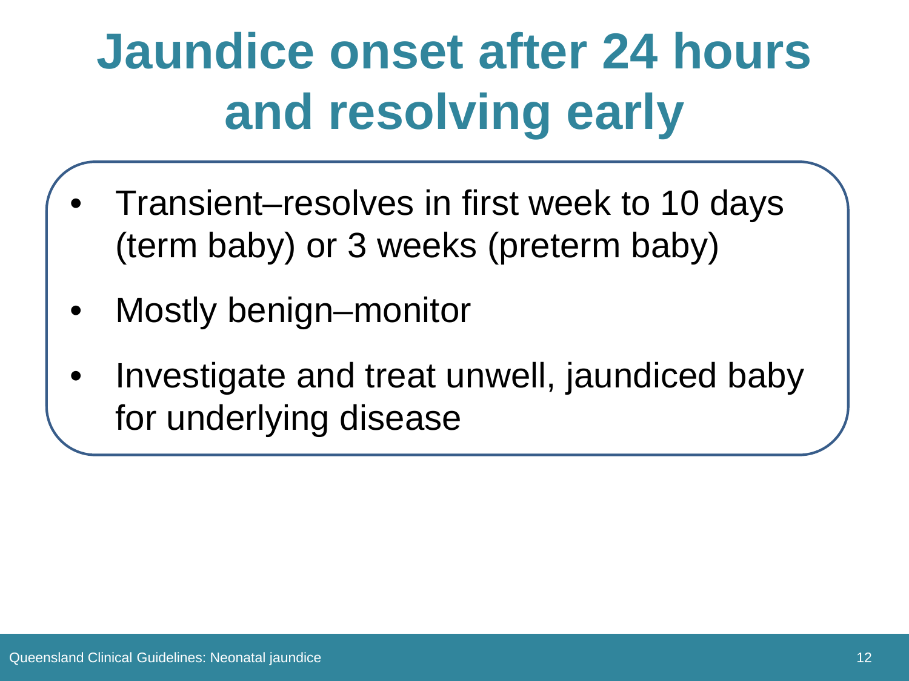# Jaundice onset after 24 hours and resolving early

- Transient–resolves in first week to 10 days (term baby) or 3 weeks (preterm baby)
- Mostly benign–monitor
- Investigate and treat unwell, jaundiced baby for underlying disease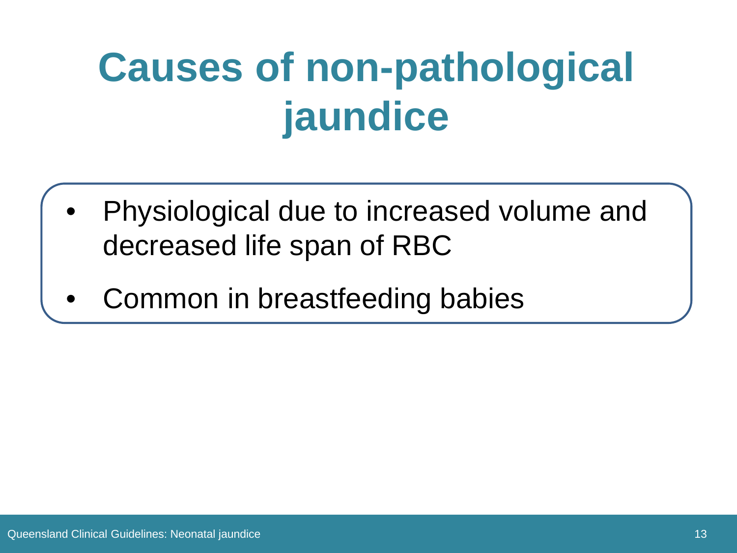# Causes of non-pathological jaundice

- Physiological due to increased volume and decreased life span of RBC
- Common in breastfeeding babies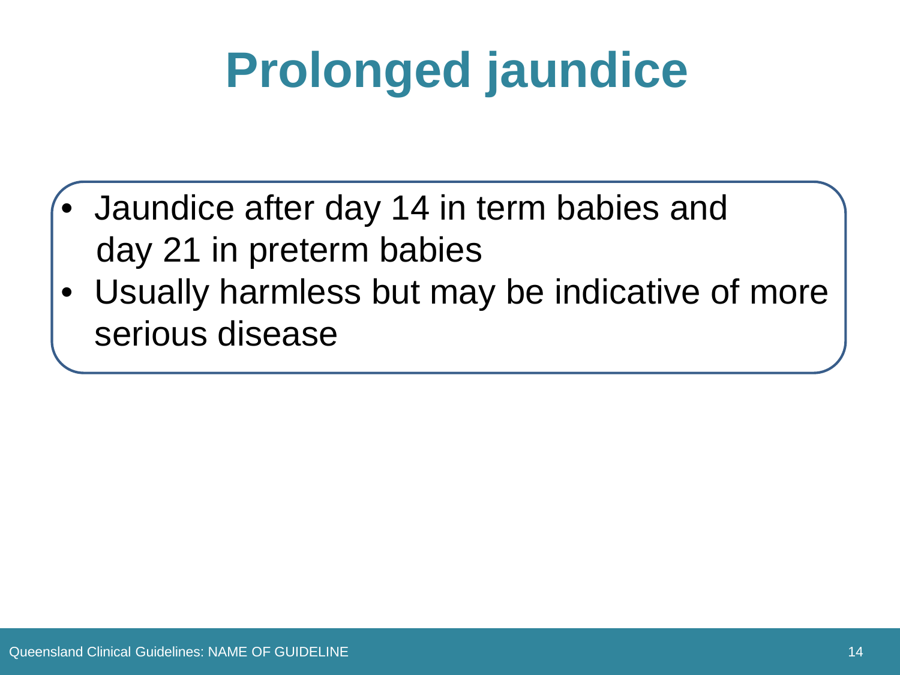# Prolonged jaundice

- Jaundice after day 14 in term babies and day 21 in preterm babies
- Usually harmless but may be indicative of more serious disease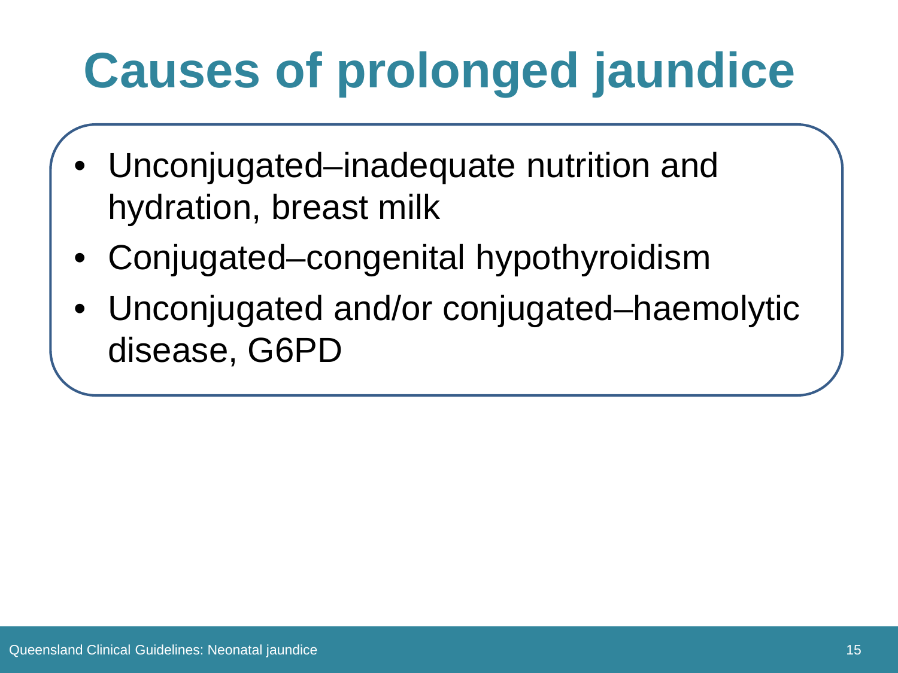# Causes of prolonged jaundice

- Unconjugated–inadequate nutrition and hydration, breast milk
- Conjugated–congenital hypothyroidism
- Unconjugated and/or conjugated–haemolytic disease, G6PD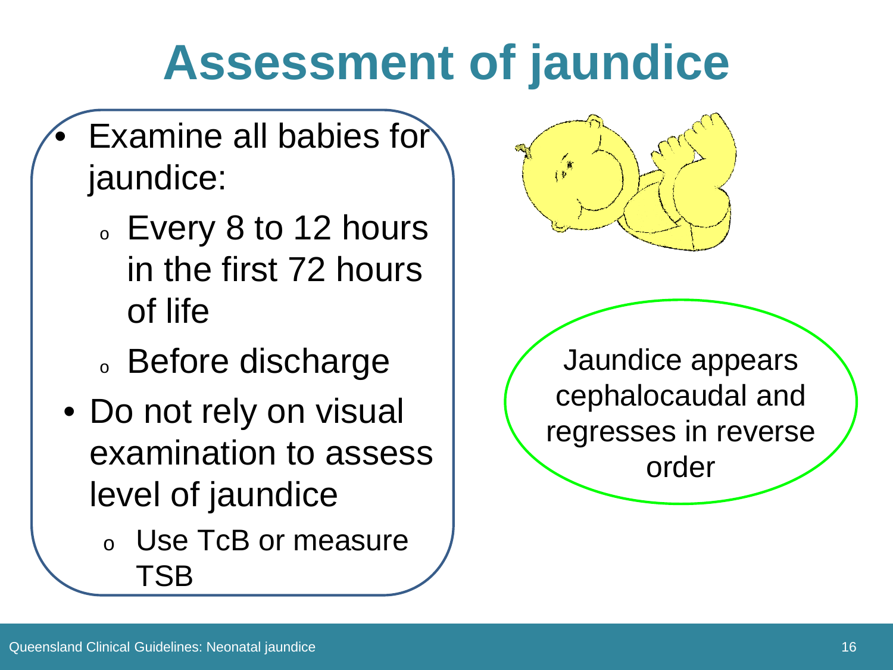# Assessment of jaundice

- Examine all babies for jaundice:
  - Every 8 to 12 hours in the first 72 hours of life
  - Before discharge
- Do not rely on visual examination to assess level of jaundice
  - Use TcB or measure TSB

Jaundice appears cephalocaudal and regresses in reverse order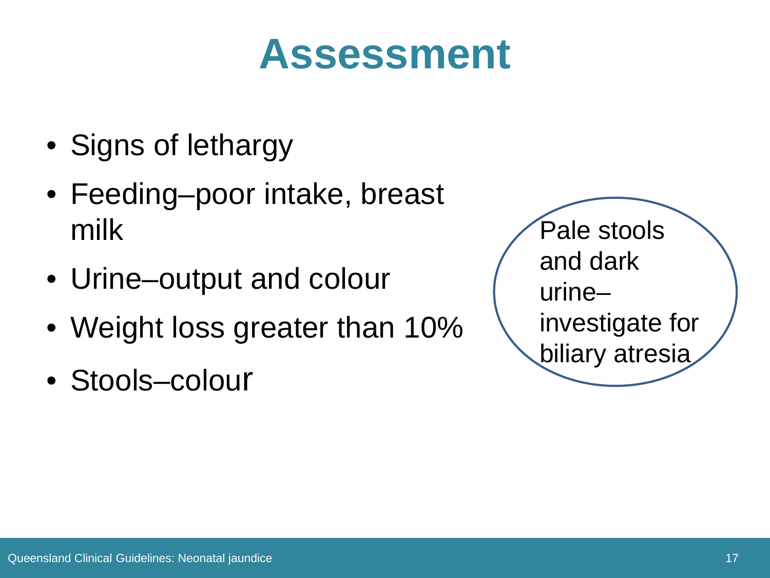# Assessment

- Signs of lethargy
- Feeding–poor intake, breast milk
- Urine–output and colour
- Weight loss greater than 10%
- Stools–colour

Pale stools and dark urine–investigate for biliary atresia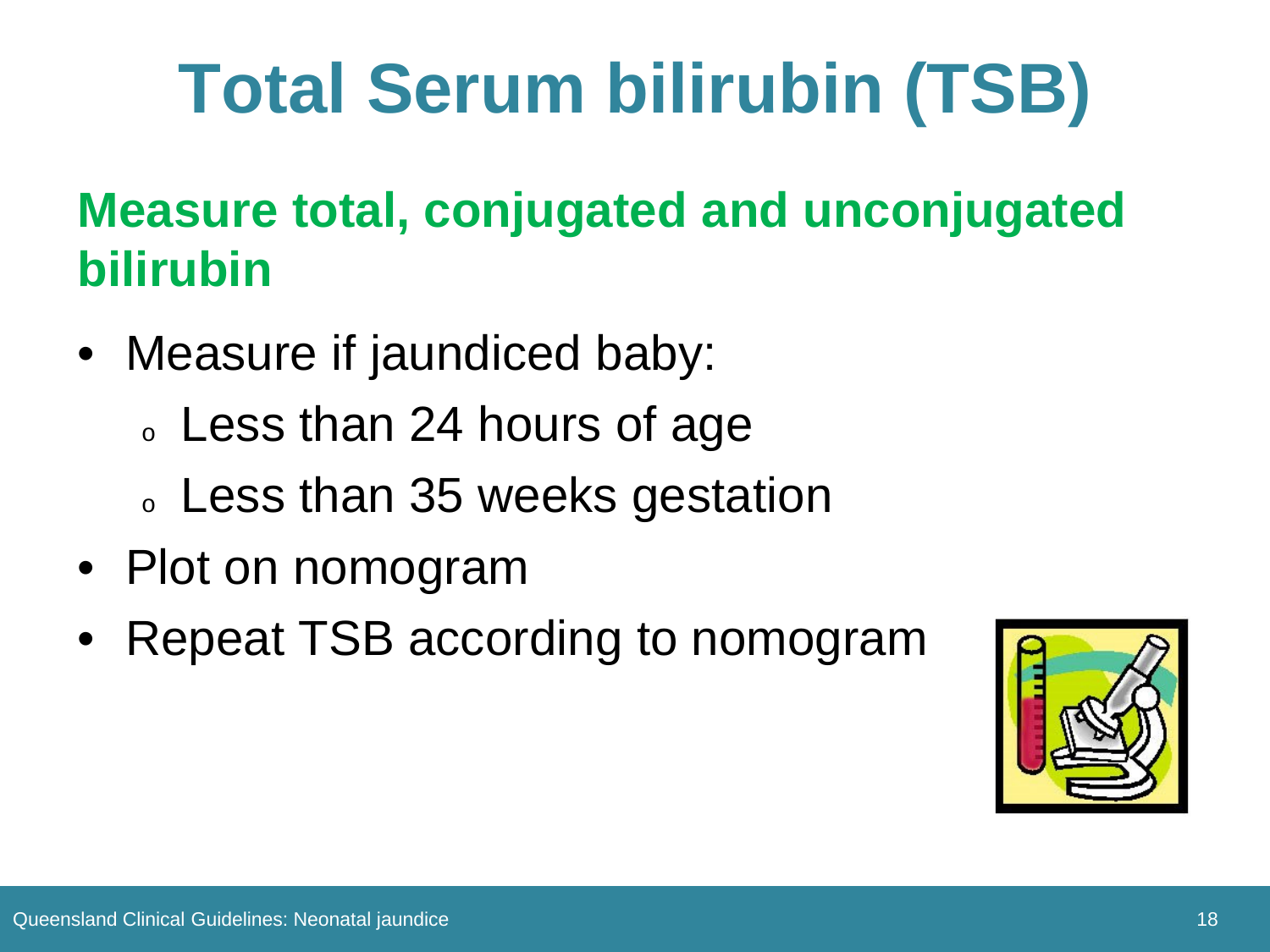# Total Serum bilirubin (TSB)

## Measure total, conjugated and unconjugated bilirubin

- Measure if jaundiced baby:
  - Less than 24 hours of age
  - Less than 35 weeks gestation
- Plot on nomogram
- Repeat TSB according to nomogram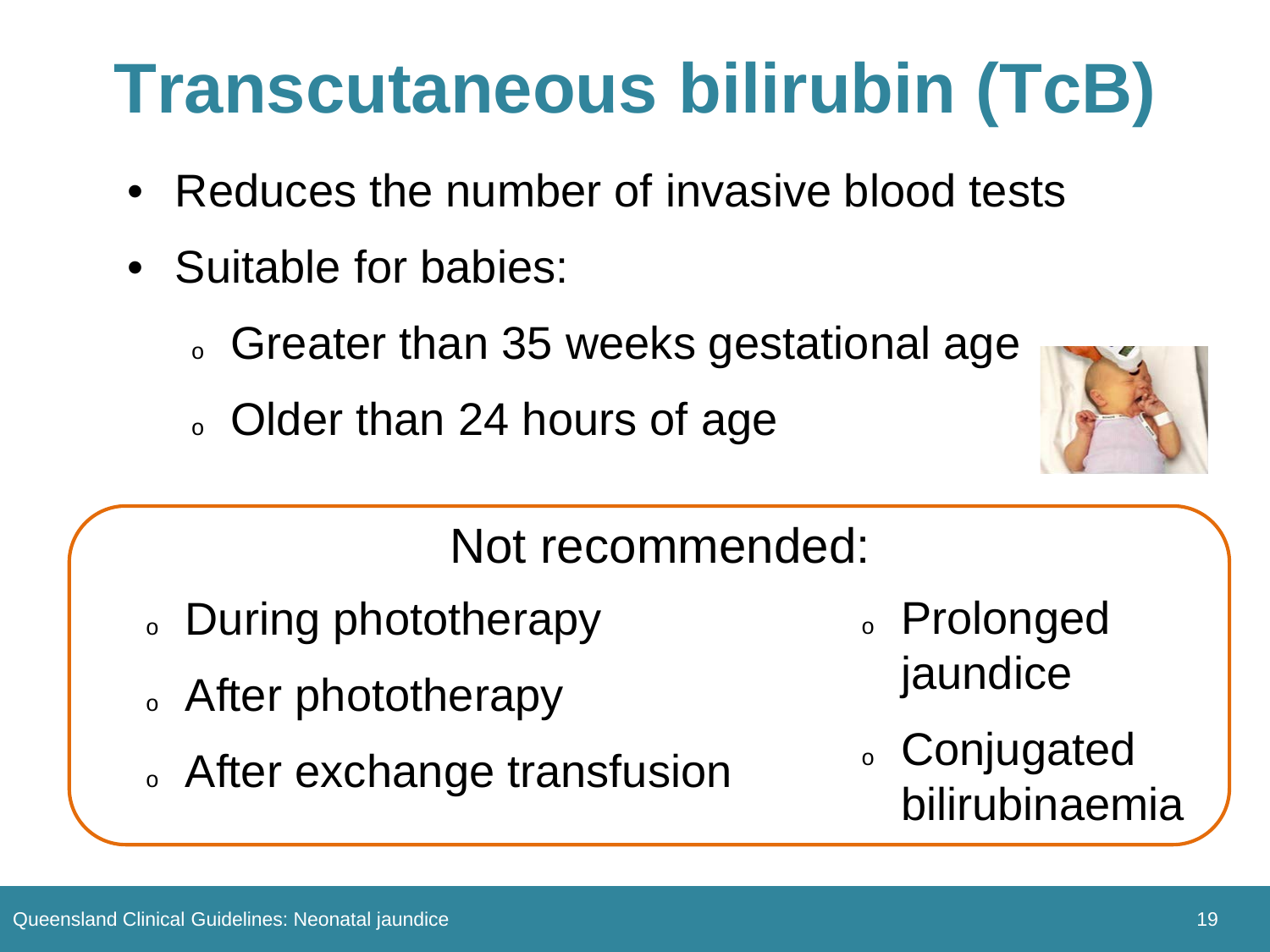# Transcutaneous bilirubin (TcB)

- Reduces the number of invasive blood tests
- Suitable for babies:
  - Greater than 35 weeks gestational age
  - Older than 24 hours of age

Not recommended:

- During phototherapy
- After phototherapy
- After exchange transfusion
- Prolonged jaundice
- Conjugated bilirubinaemia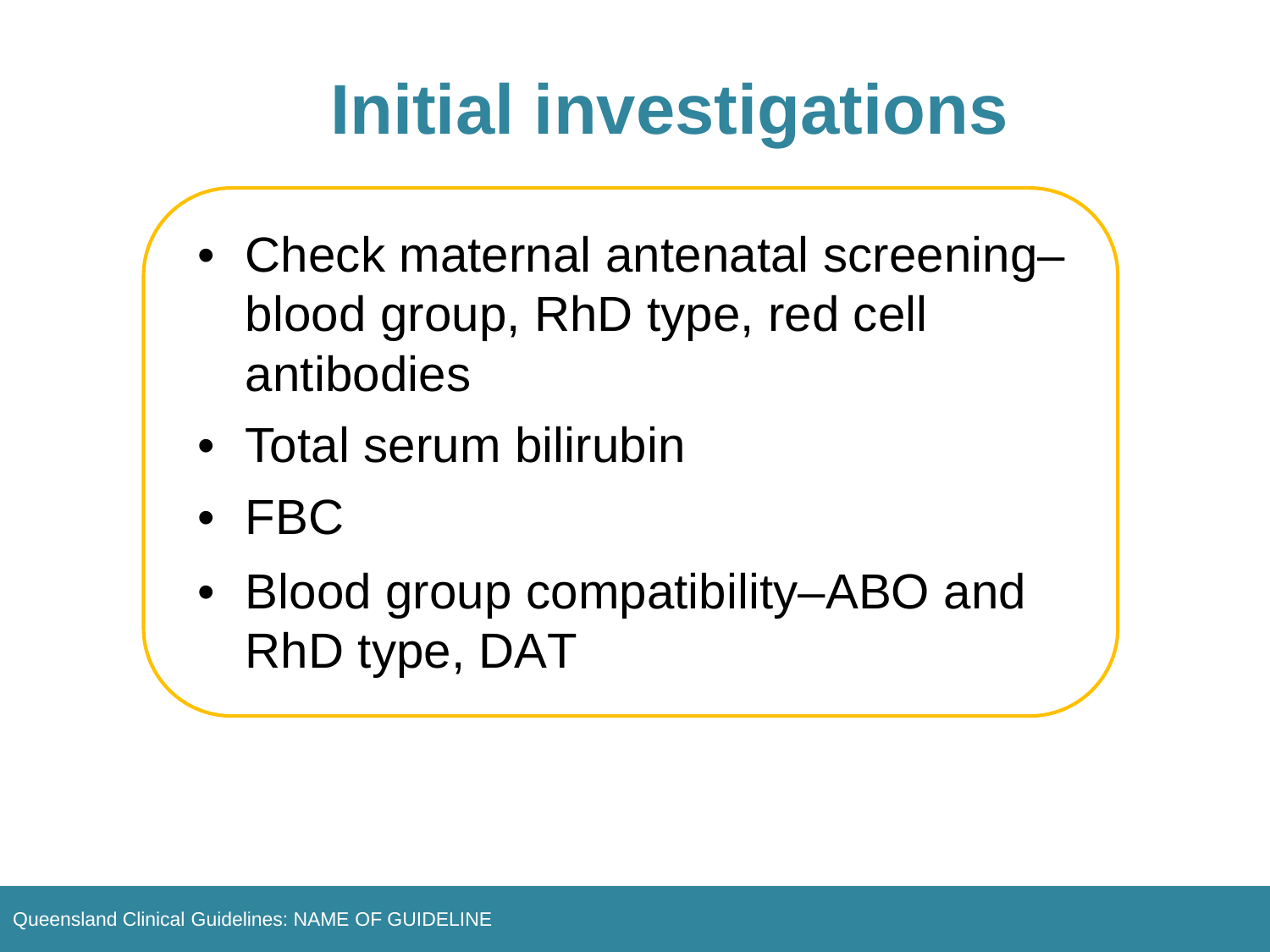# Initial investigations

- Check maternal antenatal screening–blood group, RhD type, red cell antibodies
- Total serum bilirubin
- FBC
- Blood group compatibility–ABO and RhD type, DAT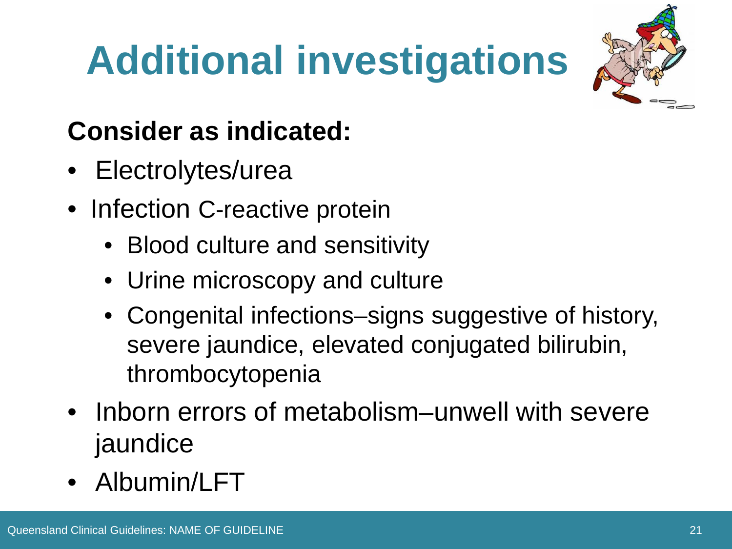# Additional investigations

**Consider as indicated:**

- Electrolytes/urea
- Infection C-reactive protein
  - Blood culture and sensitivity
  - Urine microscopy and culture
  - Congenital infections–signs suggestive of history, severe jaundice, elevated conjugated bilirubin, thrombocytopenia
- Inborn errors of metabolism–unwell with severe jaundice
- Albumin/LFT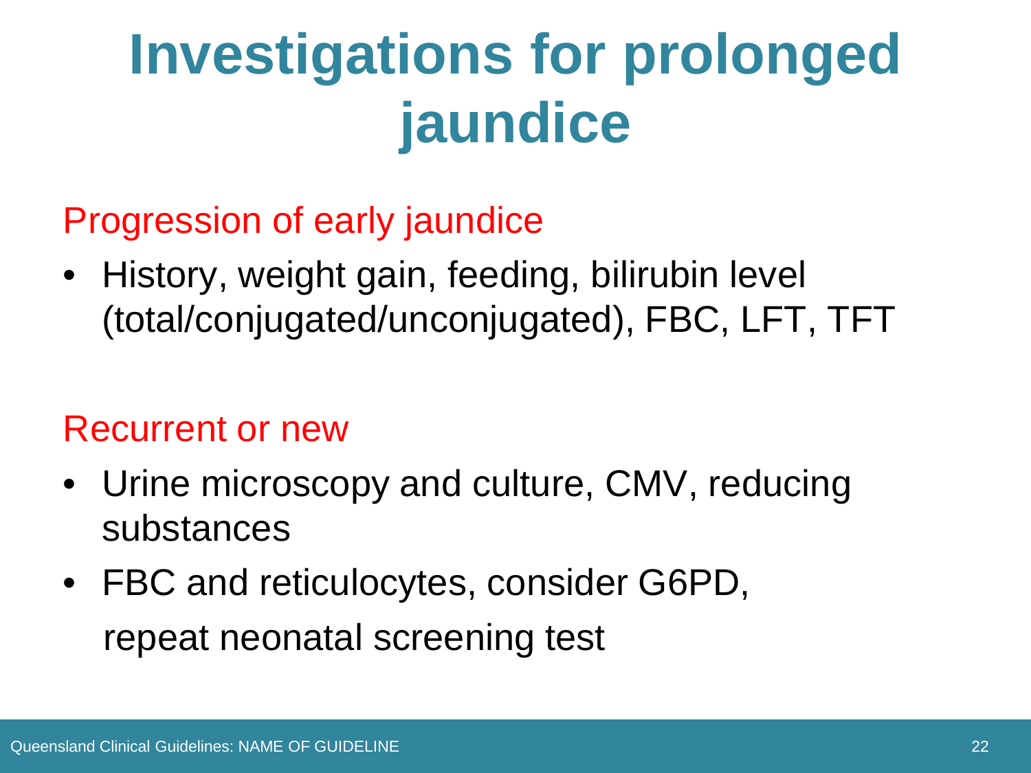# Investigations for prolonged jaundice

## Progression of early jaundice

- History, weight gain, feeding, bilirubin level (total/conjugated/unconjugated), FBC, LFT, TFT

## Recurrent or new

- Urine microscopy and culture, CMV, reducing substances
- FBC and reticulocytes, consider G6PD, repeat neonatal screening test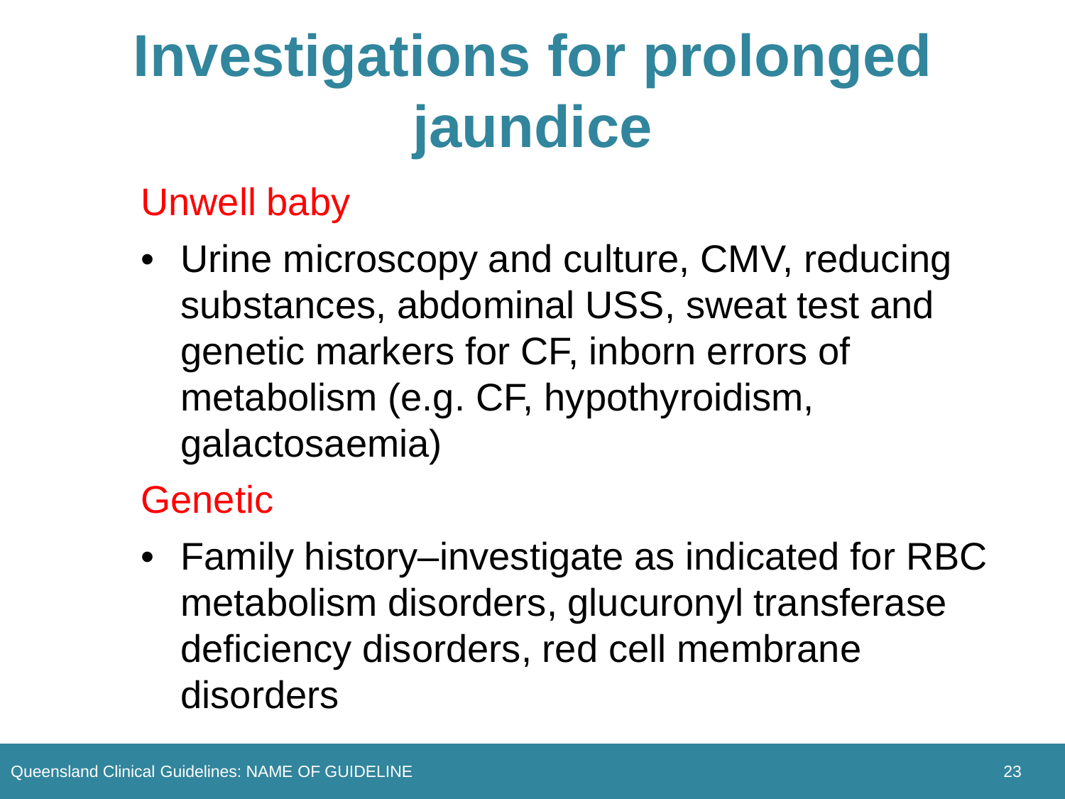# Investigations for prolonged jaundice

## Unwell baby

- Urine microscopy and culture, CMV, reducing substances, abdominal USS, sweat test and genetic markers for CF, inborn errors of metabolism (e.g. CF, hypothyroidism, galactosaemia)

## Genetic

- Family history–investigate as indicated for RBC metabolism disorders, glucuronyl transferase deficiency disorders, red cell membrane disorders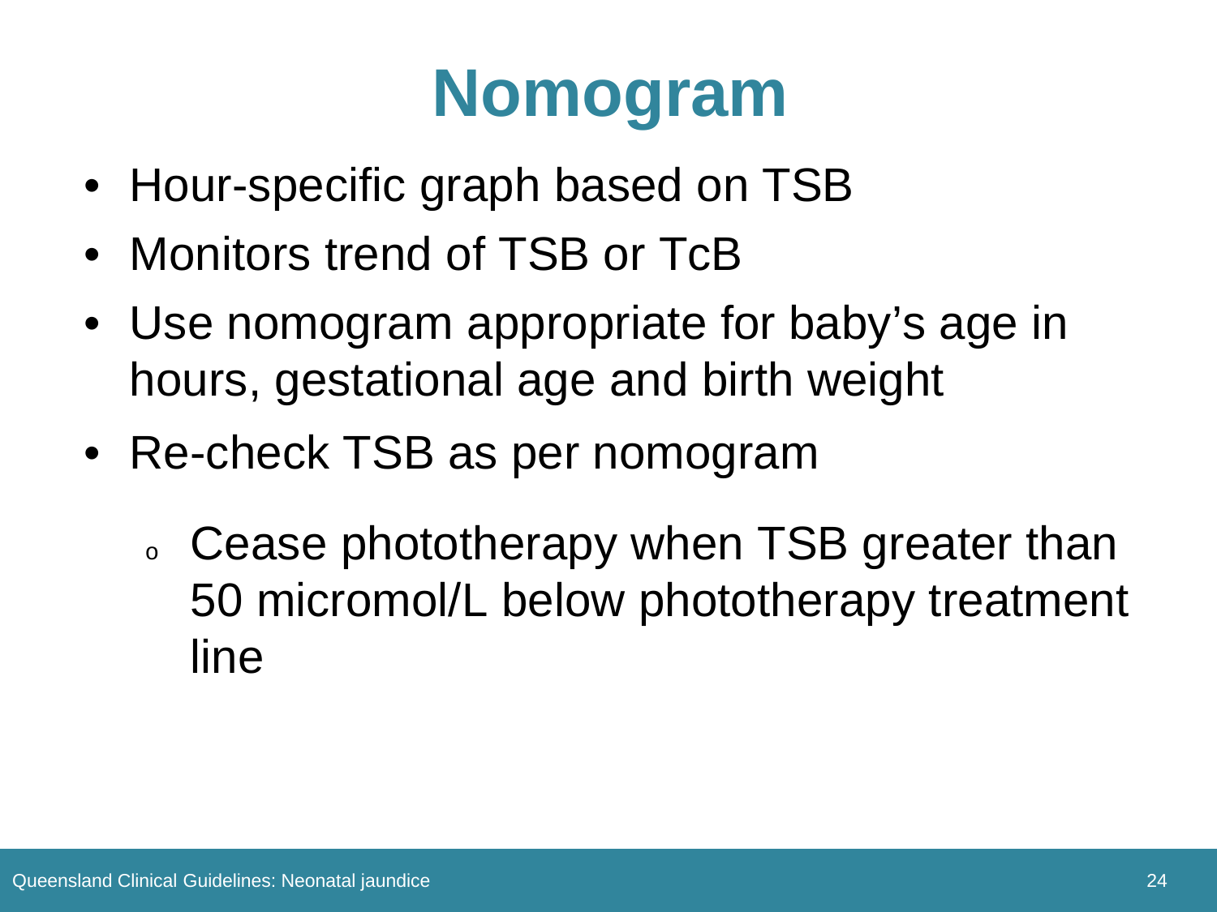# Nomogram

- Hour-specific graph based on TSB
- Monitors trend of TSB or TcB
- Use nomogram appropriate for baby's age in hours, gestational age and birth weight
- Re-check TSB as per nomogram
  - Cease phototherapy when TSB greater than 50 micromol/L below phototherapy treatment line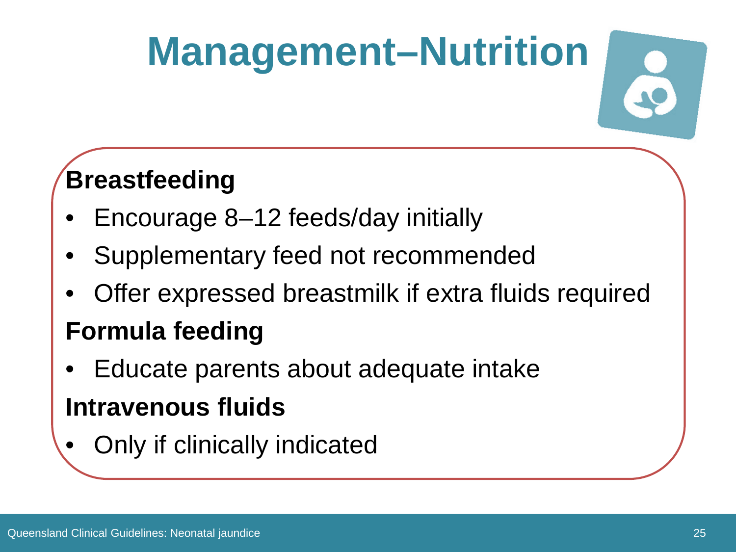# Management–Nutrition

**Breastfeeding**

- Encourage 8–12 feeds/day initially
- Supplementary feed not recommended
- Offer expressed breastmilk if extra fluids required

**Formula feeding**

- Educate parents about adequate intake

**Intravenous fluids**

- Only if clinically indicated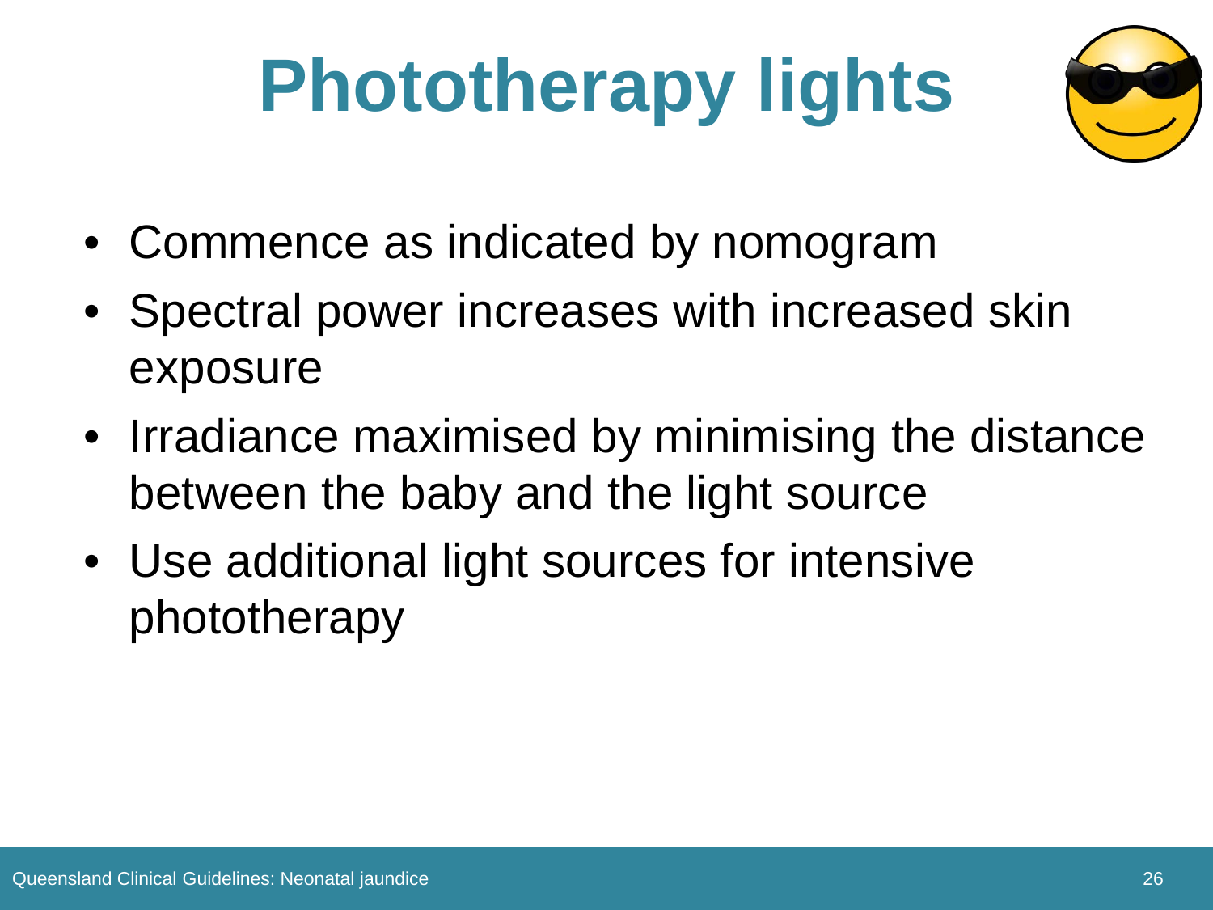# Phototherapy lights

- Commence as indicated by nomogram
- Spectral power increases with increased skin exposure
- Irradiance maximised by minimising the distance between the baby and the light source
- Use additional light sources for intensive phototherapy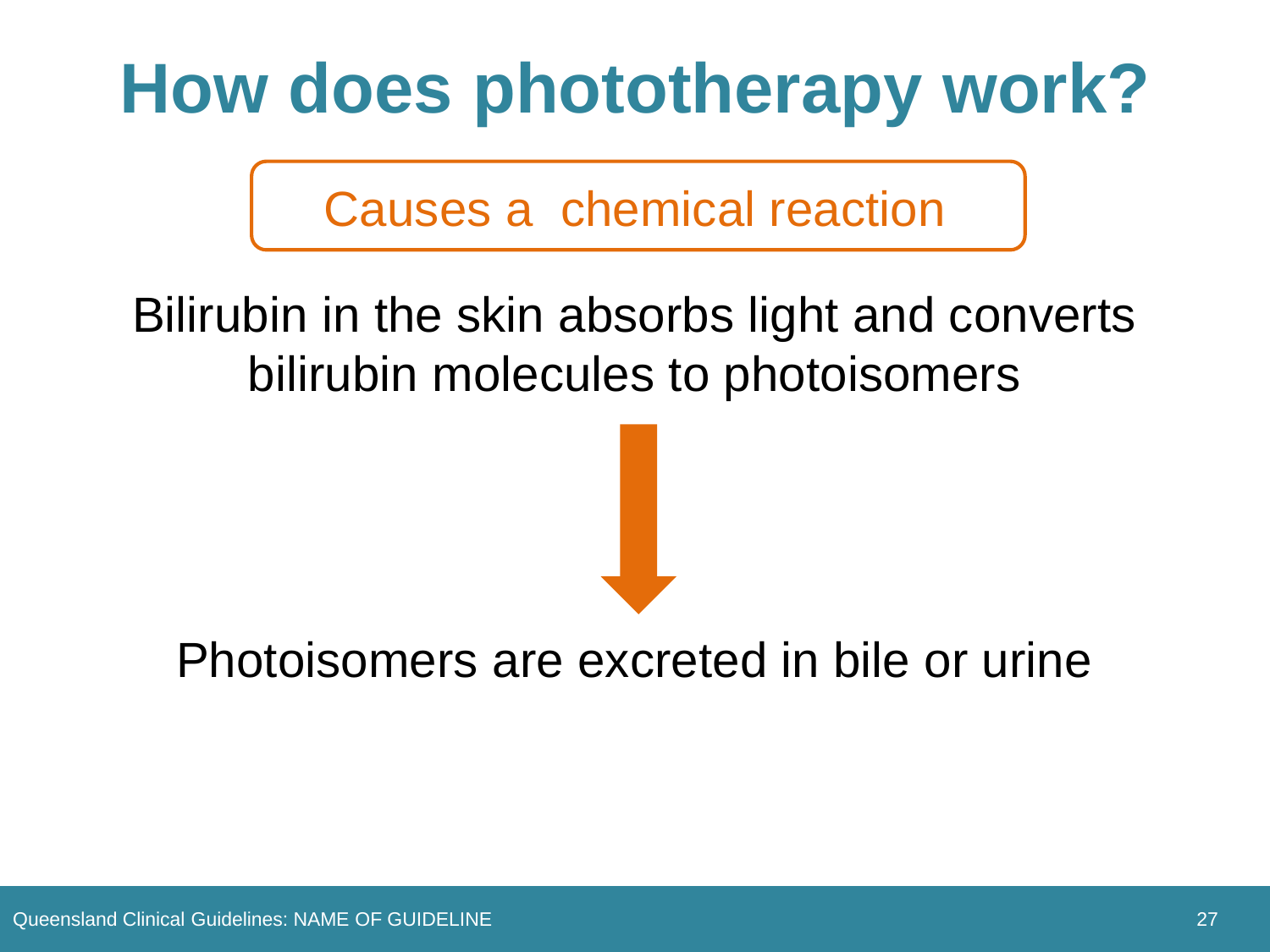# How does phototherapy work?

Causes a chemical reaction

Bilirubin in the skin absorbs light and converts bilirubin molecules to photoisomers

↓

Photoisomers are excreted in bile or urine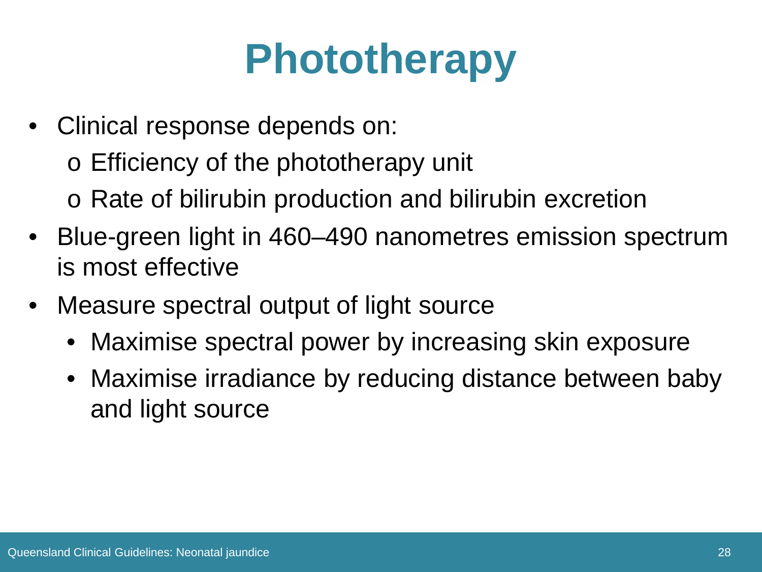# Phototherapy

- Clinical response depends on:
  - Efficiency of the phototherapy unit
  - Rate of bilirubin production and bilirubin excretion
- Blue-green light in 460–490 nanometres emission spectrum is most effective
- Measure spectral output of light source
  - Maximise spectral power by increasing skin exposure
  - Maximise irradiance by reducing distance between baby and light source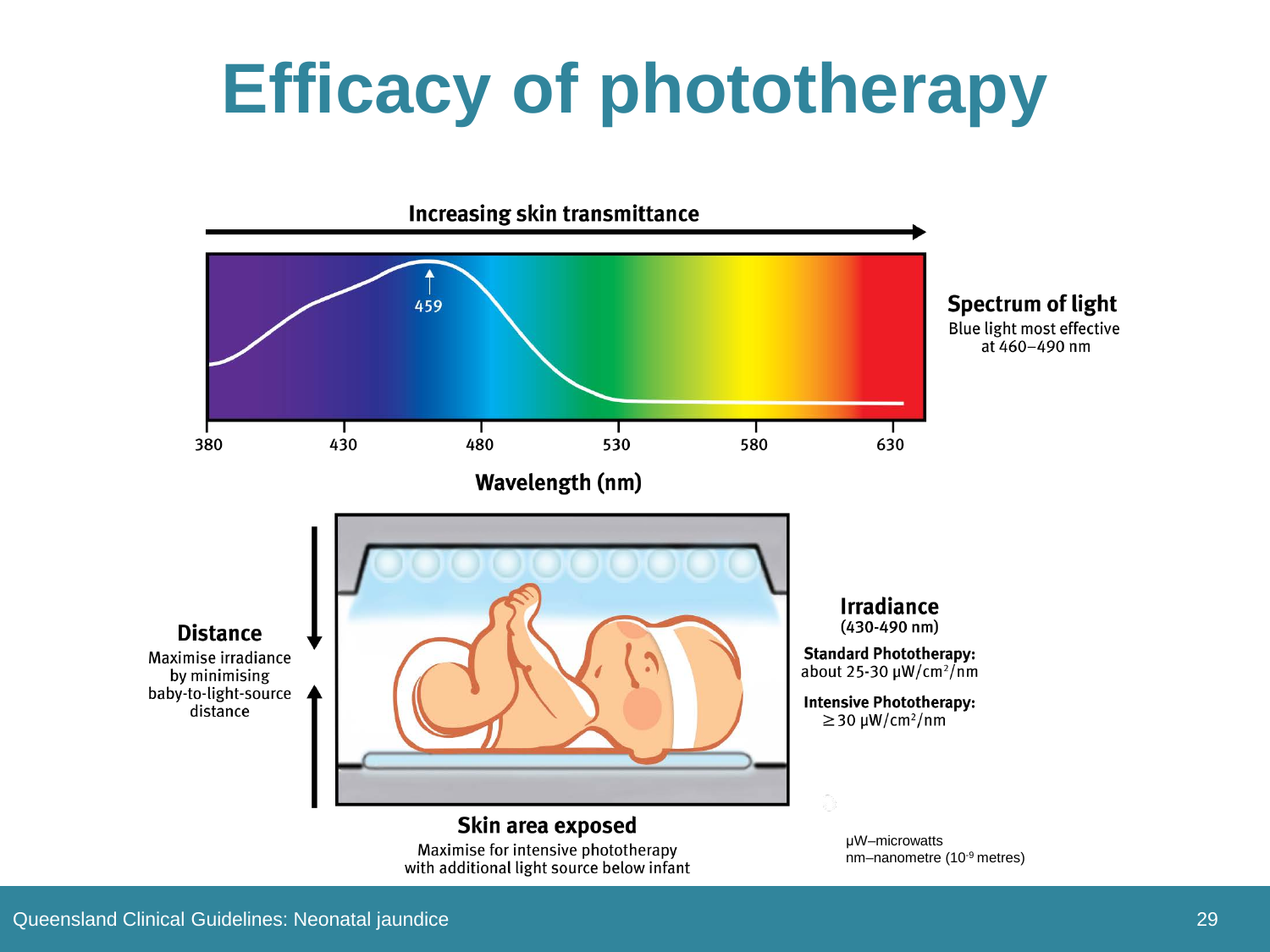# Efficacy of phototherapy

**Increasing skin transmittance**

459

380 430 480 530 580 630

**Wavelength (nm)**

**Spectrum of light**
Blue light most effective at 460–490 nm

**Distance**
Maximise irradiance by minimising baby-to-light-source distance

**Irradiance**
(430-490 nm)

**Standard Phototherapy:**
about 25-30 μW/cm²/nm

**Intensive Phototherapy:**
≥30 μW/cm²/nm

**Skin area exposed**
Maximise for intensive phototherapy with additional light source below infant

μW–microwatts
nm–nanometre ($10^{-9}$ metres)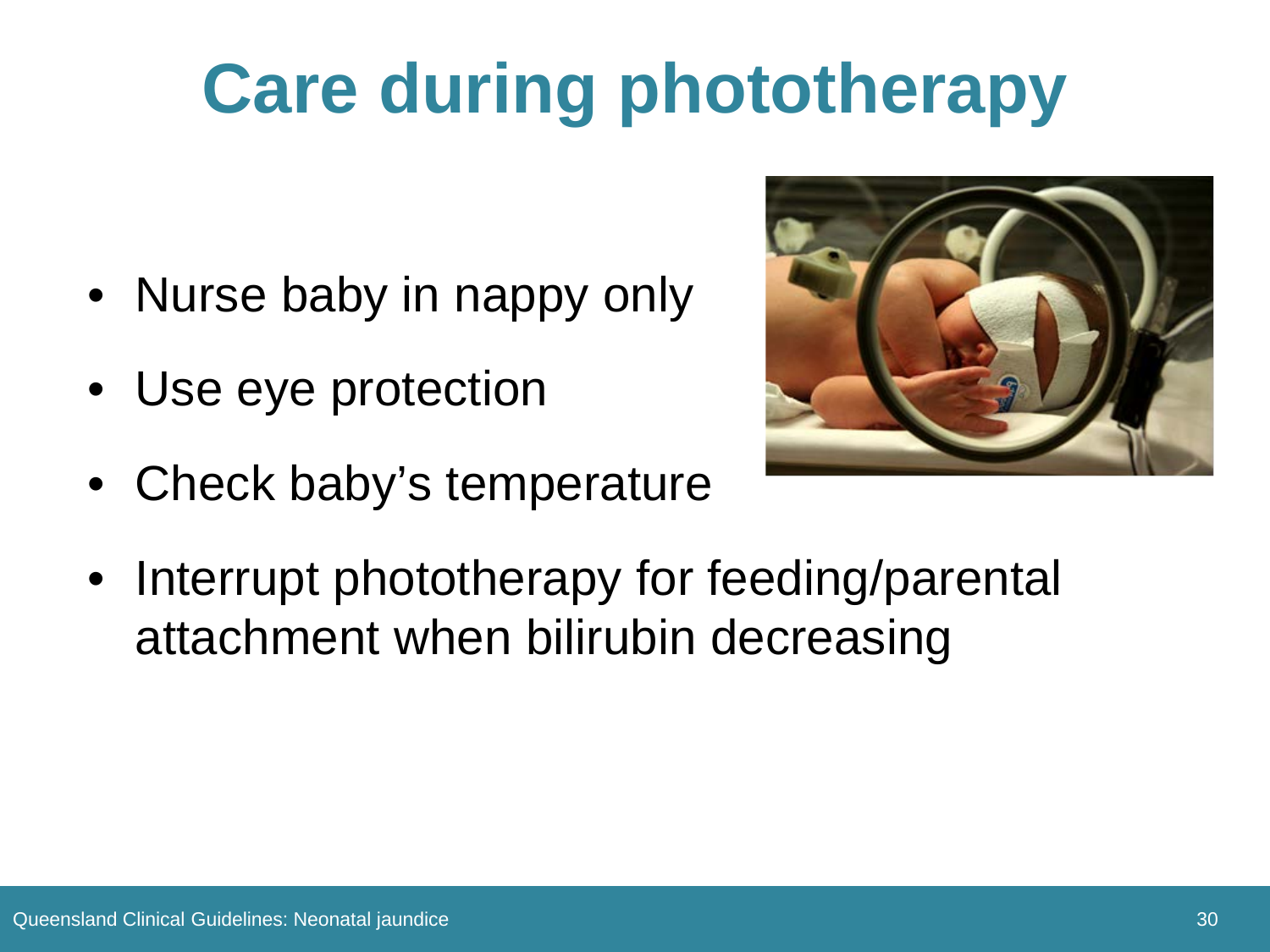# Care during phototherapy

- Nurse baby in nappy only
- Use eye protection
- Check baby's temperature
- Interrupt phototherapy for feeding/parental attachment when bilirubin decreasing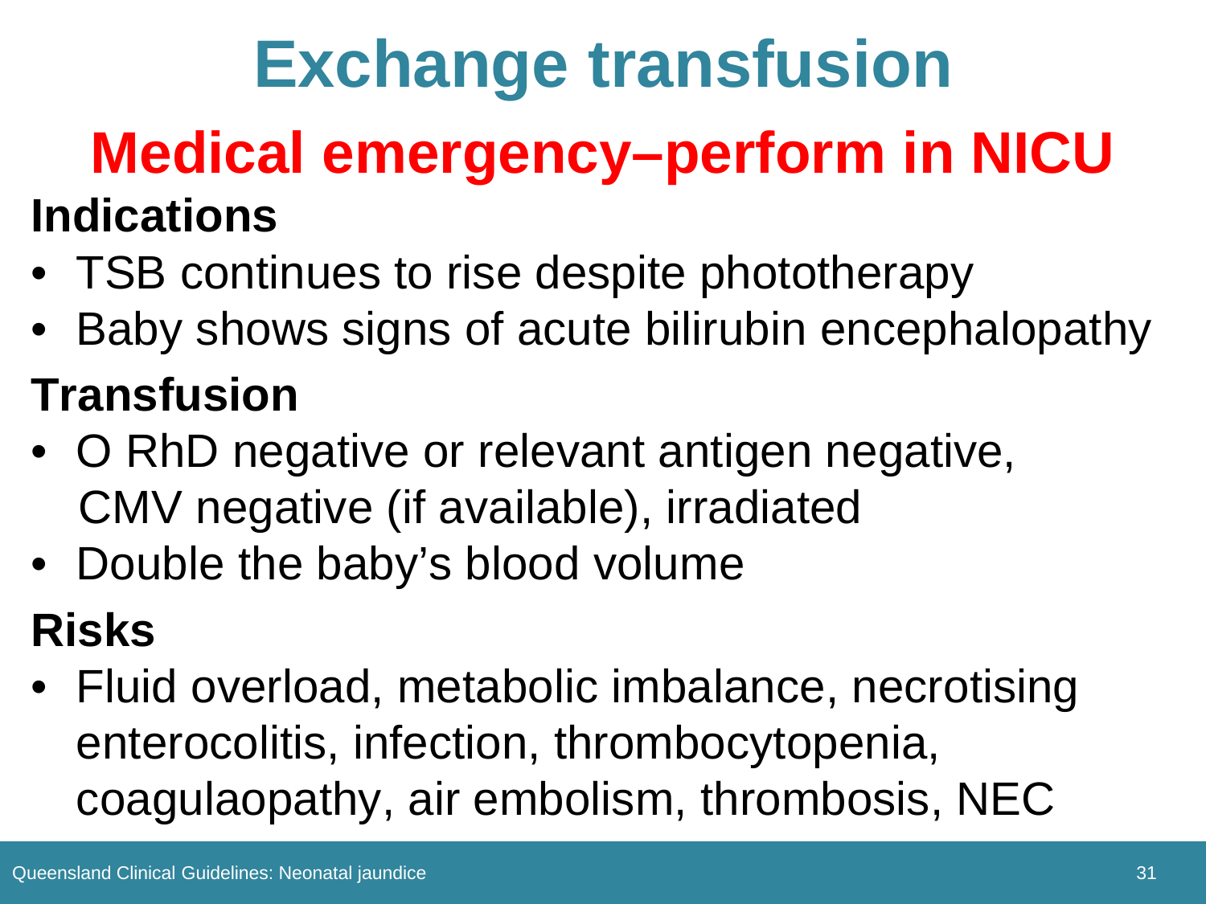# Exchange transfusion

## Medical emergency–perform in NICU

### Indications

- TSB continues to rise despite phototherapy
- Baby shows signs of acute bilirubin encephalopathy

### Transfusion

- O RhD negative or relevant antigen negative, CMV negative (if available), irradiated
- Double the baby's blood volume

### Risks

- Fluid overload, metabolic imbalance, necrotising enterocolitis, infection, thrombocytopenia, coagulaopathy, air embolism, thrombosis, NEC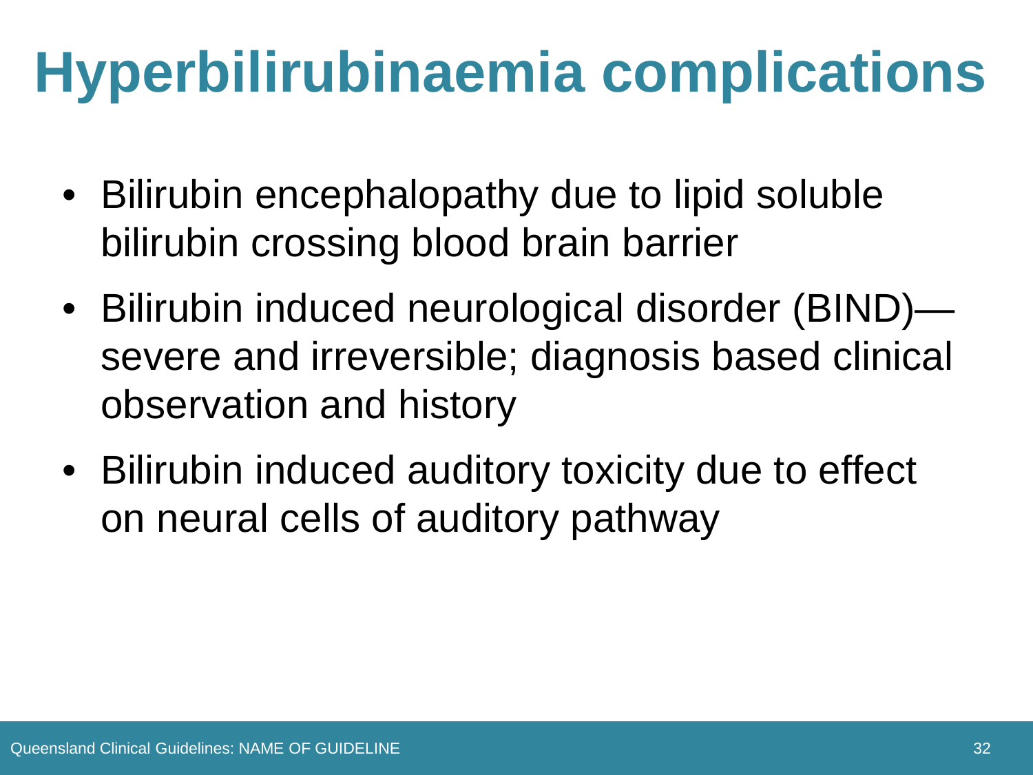# Hyperbilirubinaemia complications

- Bilirubin encephalopathy due to lipid soluble bilirubin crossing blood brain barrier
- Bilirubin induced neurological disorder (BIND)—severe and irreversible; diagnosis based clinical observation and history
- Bilirubin induced auditory toxicity due to effect on neural cells of auditory pathway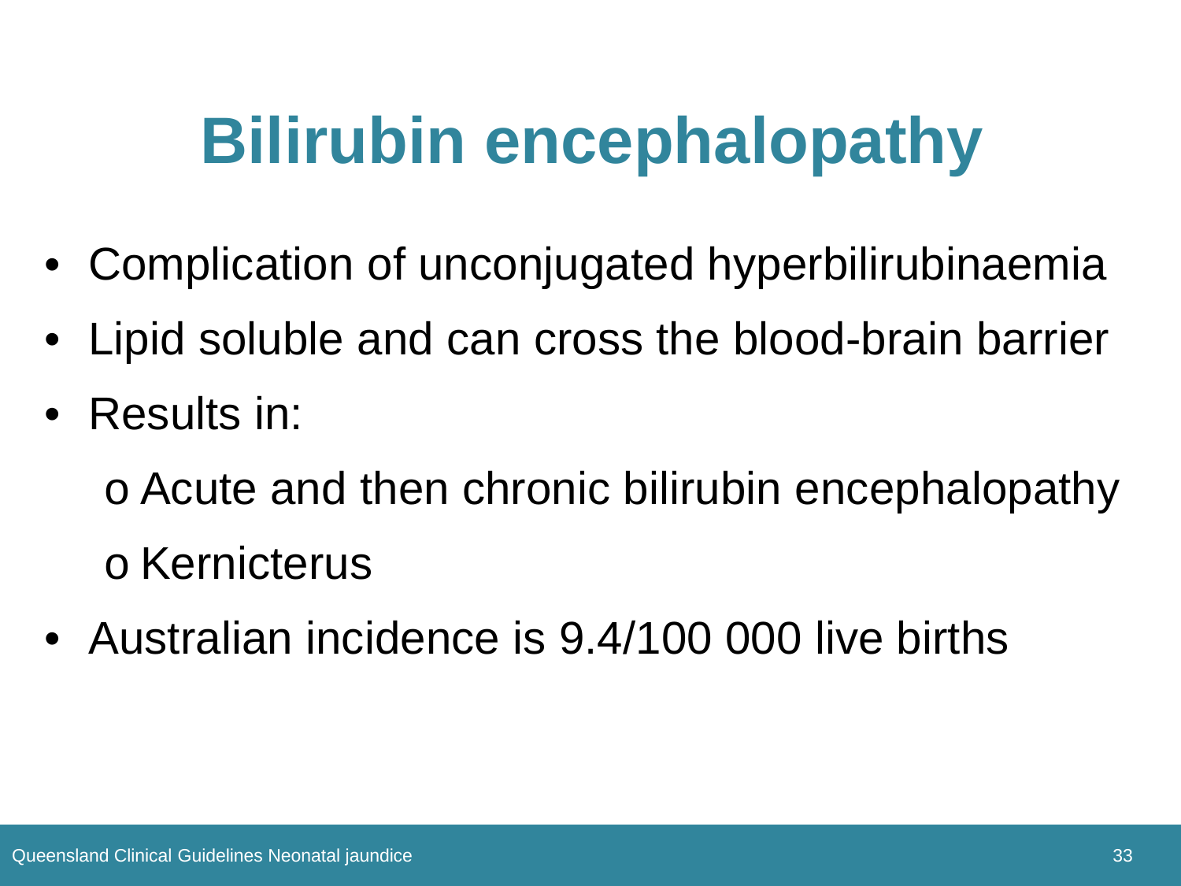# Bilirubin encephalopathy

- Complication of unconjugated hyperbilirubinaemia
- Lipid soluble and can cross the blood-brain barrier
- Results in:
  - Acute and then chronic bilirubin encephalopathy
  - Kernicterus
- Australian incidence is 9.4/100 000 live births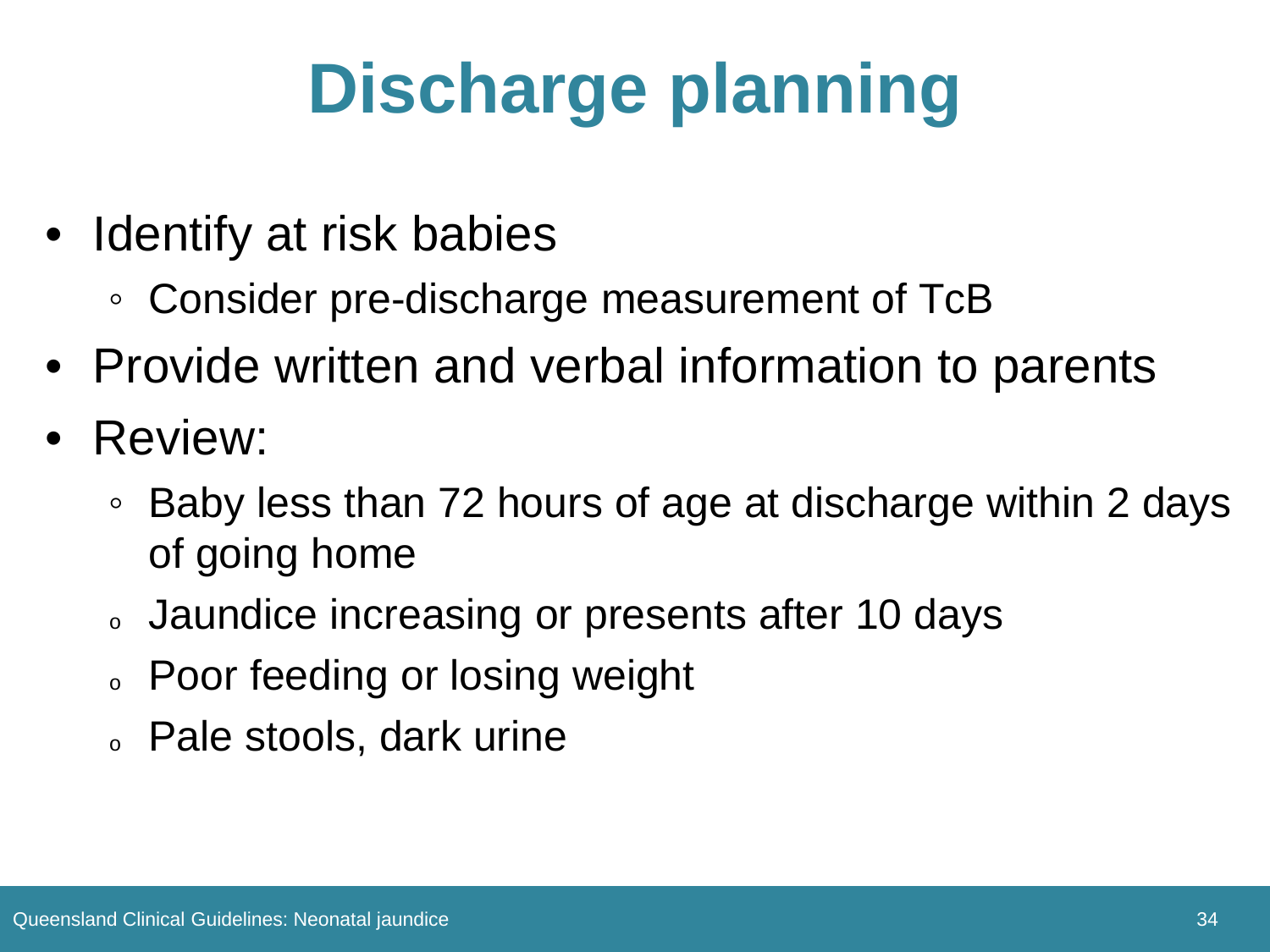# Discharge planning

- Identify at risk babies
  - Consider pre-discharge measurement of TcB
- Provide written and verbal information to parents
- Review:
  - Baby less than 72 hours of age at discharge within 2 days of going home
  - Jaundice increasing or presents after 10 days
  - Poor feeding or losing weight
  - Pale stools, dark urine